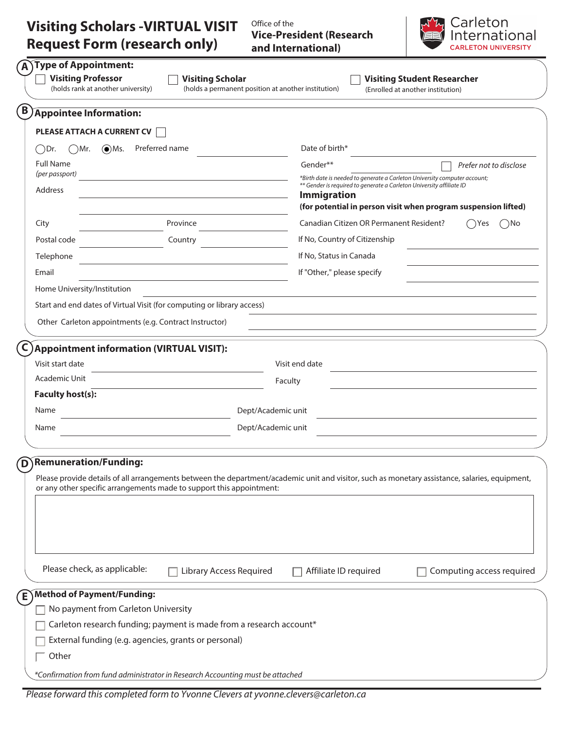# Visiting Scholars -VIRTUAL VISIT Request Form (research only)

Office of the **Vice-President (Research and International)**

Carleton International
CARLETON UNIVERSITY

## A) Type of Appointment:

- ☐ **Visiting Professor** (holds rank at another university)
- ☐ **Visiting Scholar** (holds a permanent position at another institution)
- ☐ **Visiting Student Researcher** (Enrolled at another institution)

## B) Appointee Information:

**PLEASE ATTACH A CURRENT CV** ☐

◯ Dr. ◯ Mr. ◉ Ms. Preferred name ______________________

Full Name *(per passport)* ______________________

Address ______________________

______________________

City ______________ Province ______________

Postal code ______________ Country ______________

Telephone ______________________

Email ______________________

Date of birth* ______________________

Gender** ______________ ☐ *Prefer not to disclose*

*\*Birth date is needed to generate a Carleton University computer account;*
*\*\* Gender is required to generate a Carleton University affiliate ID*

**Immigration**
**(for potential in person visit when program suspension lifted)**

Canadian Citizen OR Permanent Resident? ◯ Yes ◯ No

If No, Country of Citizenship ______________________

If No, Status in Canada ______________________

If "Other," please specify ______________________

Home University/Institution ______________________

Start and end dates of Virtual Visit (for computing or library access) ______________________

Other Carleton appointments (e.g. Contract Instructor) ______________________

## C) Appointment information (VIRTUAL VISIT):

Visit start date ______________ Visit end date ______________

Academic Unit ______________ Faculty ______________

**Faculty host(s):**

Name ______________ Dept/Academic unit ______________

Name ______________ Dept/Academic unit ______________

## D) Remuneration/Funding:

Please provide details of all arrangements between the department/academic unit and visitor, such as monetary assistance, salaries, equipment, or any other specific arrangements made to support this appointment:

______________________

Please check, as applicable: ☐ Library Access Required ☐ Affiliate ID required ☐ Computing access required

## E) Method of Payment/Funding:

- ☐ No payment from Carleton University
- ☐ Carleton research funding; payment is made from a research account*
- ☐ External funding (e.g. agencies, grants or personal)
- ☐ Other

*\*Confirmation from fund administrator in Research Accounting must be attached*

*Please forward this completed form to Yvonne Clevers at yvonne.clevers@carleton.ca*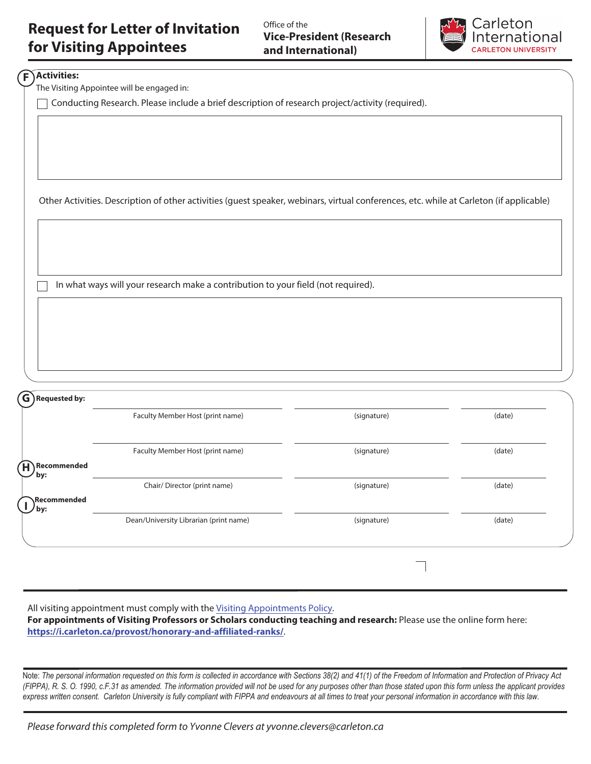# Request for Letter of Invitation for Visiting Appointees

Office of the **Vice-President (Research and International)**

Carleton International
CARLETON UNIVERSITY

**F Activities:**

The Visiting Appointee will be engaged in:

☐ Conducting Research. Please include a brief description of research project/activity (required).

Other Activities. Description of other activities (guest speaker, webinars, virtual conferences, etc. while at Carleton (if applicable)

☐ In what ways will your research make a contribution to your field (not required).

**G Requested by:**

| | | | |
|---|---|---|---|
| | Faculty Member Host (print name) | (signature) | (date) |
| | Faculty Member Host (print name) | (signature) | (date) |
| **H Recommended by:** | Chair/ Director (print name) | (signature) | (date) |
| **I Recommended by:** | Dean/University Librarian (print name) | (signature) | (date) |

All visiting appointment must comply with the Visiting Appointments Policy.

**For appointments of Visiting Professors or Scholars conducting teaching and research:** Please use the online form here: **https://i.carleton.ca/provost/honorary-and-affiliated-ranks/**.

Note: *The personal information requested on this form is collected in accordance with Sections 38(2) and 41(1) of the Freedom of Information and Protection of Privacy Act (FIPPA), R. S. O. 1990, c.F.31 as amended. The information provided will not be used for any purposes other than those stated upon this form unless the applicant provides express written consent. Carleton University is fully compliant with FIPPA and endeavours at all times to treat your personal information in accordance with this law.*

*Please forward this completed form to Yvonne Clevers at yvonne.clevers@carleton.ca*